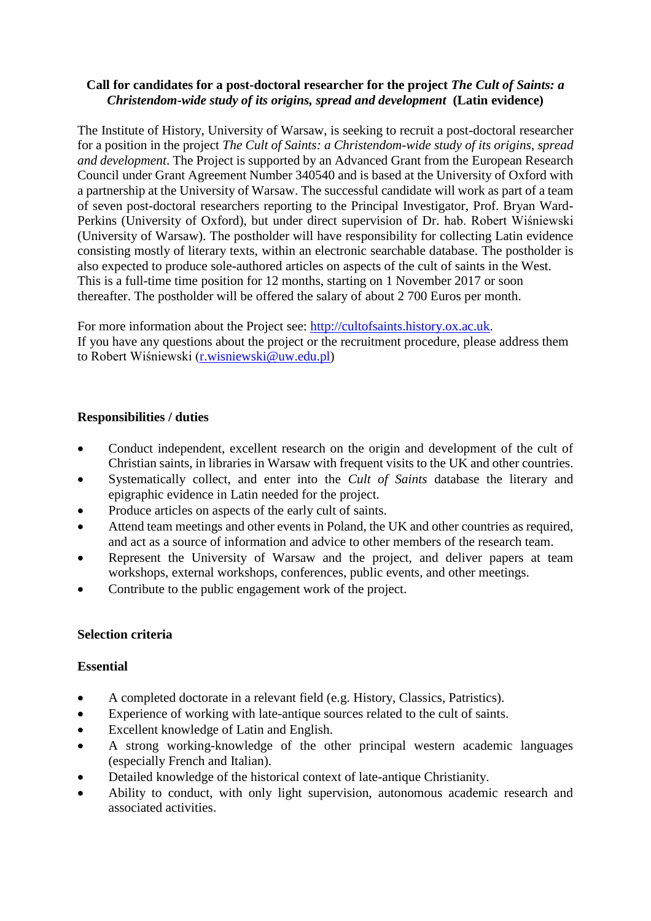**Call for candidates for a post-doctoral researcher for the project *The Cult of Saints: a Christendom-wide study of its origins, spread and development* (Latin evidence)**

The Institute of History, University of Warsaw, is seeking to recruit a post-doctoral researcher for a position in the project *The Cult of Saints: a Christendom-wide study of its origins, spread and development*. The Project is supported by an Advanced Grant from the European Research Council under Grant Agreement Number 340540 and is based at the University of Oxford with a partnership at the University of Warsaw. The successful candidate will work as part of a team of seven post-doctoral researchers reporting to the Principal Investigator, Prof. Bryan Ward-Perkins (University of Oxford), but under direct supervision of Dr. hab. Robert Wiśniewski (University of Warsaw). The postholder will have responsibility for collecting Latin evidence consisting mostly of literary texts, within an electronic searchable database. The postholder is also expected to produce sole-authored articles on aspects of the cult of saints in the West. This is a full-time time position for 12 months, starting on 1 November 2017 or soon thereafter. The postholder will be offered the salary of about 2 700 Euros per month.

For more information about the Project see: http://cultofsaints.history.ox.ac.uk.
If you have any questions about the project or the recruitment procedure, please address them to Robert Wiśniewski (r.wisniewski@uw.edu.pl)

**Responsibilities / duties**

- Conduct independent, excellent research on the origin and development of the cult of Christian saints, in libraries in Warsaw with frequent visits to the UK and other countries.
- Systematically collect, and enter into the *Cult of Saints* database the literary and epigraphic evidence in Latin needed for the project.
- Produce articles on aspects of the early cult of saints.
- Attend team meetings and other events in Poland, the UK and other countries as required, and act as a source of information and advice to other members of the research team.
- Represent the University of Warsaw and the project, and deliver papers at team workshops, external workshops, conferences, public events, and other meetings.
- Contribute to the public engagement work of the project.

**Selection criteria**

**Essential**

- A completed doctorate in a relevant field (e.g. History, Classics, Patristics).
- Experience of working with late-antique sources related to the cult of saints.
- Excellent knowledge of Latin and English.
- A strong working-knowledge of the other principal western academic languages (especially French and Italian).
- Detailed knowledge of the historical context of late-antique Christianity.
- Ability to conduct, with only light supervision, autonomous academic research and associated activities.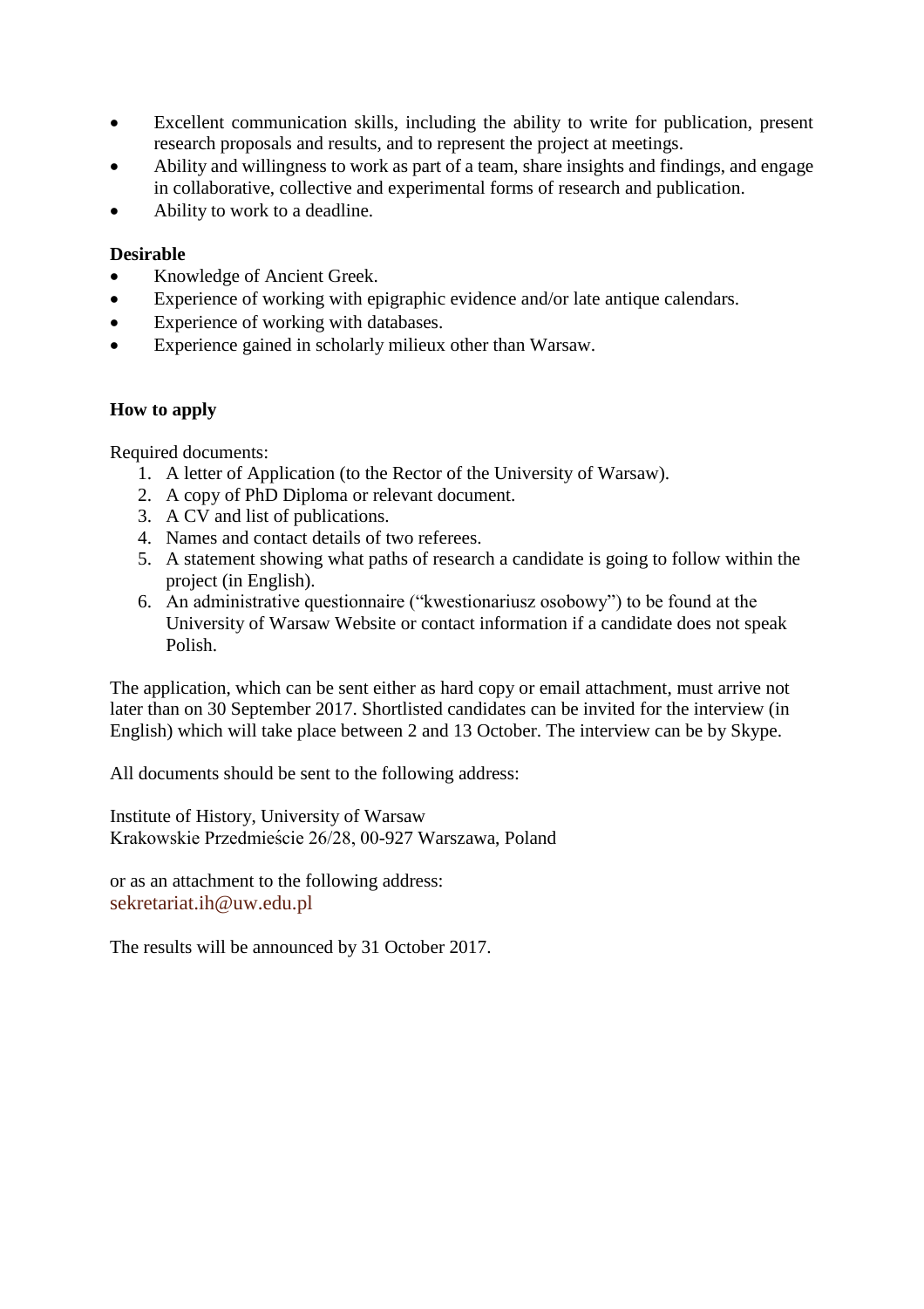- Excellent communication skills, including the ability to write for publication, present research proposals and results, and to represent the project at meetings.
- Ability and willingness to work as part of a team, share insights and findings, and engage in collaborative, collective and experimental forms of research and publication.
- Ability to work to a deadline.

**Desirable**

- Knowledge of Ancient Greek.
- Experience of working with epigraphic evidence and/or late antique calendars.
- Experience of working with databases.
- Experience gained in scholarly milieux other than Warsaw.

**How to apply**

Required documents:

1. A letter of Application (to the Rector of the University of Warsaw).
2. A copy of PhD Diploma or relevant document.
3. A CV and list of publications.
4. Names and contact details of two referees.
5. A statement showing what paths of research a candidate is going to follow within the project (in English).
6. An administrative questionnaire ("kwestionariusz osobowy") to be found at the University of Warsaw Website or contact information if a candidate does not speak Polish.

The application, which can be sent either as hard copy or email attachment, must arrive not later than on 30 September 2017. Shortlisted candidates can be invited for the interview (in English) which will take place between 2 and 13 October. The interview can be by Skype.

All documents should be sent to the following address:

Institute of History, University of Warsaw
Krakowskie Przedmieście 26/28, 00-927 Warszawa, Poland

or as an attachment to the following address:
sekretariat.ih@uw.edu.pl

The results will be announced by 31 October 2017.